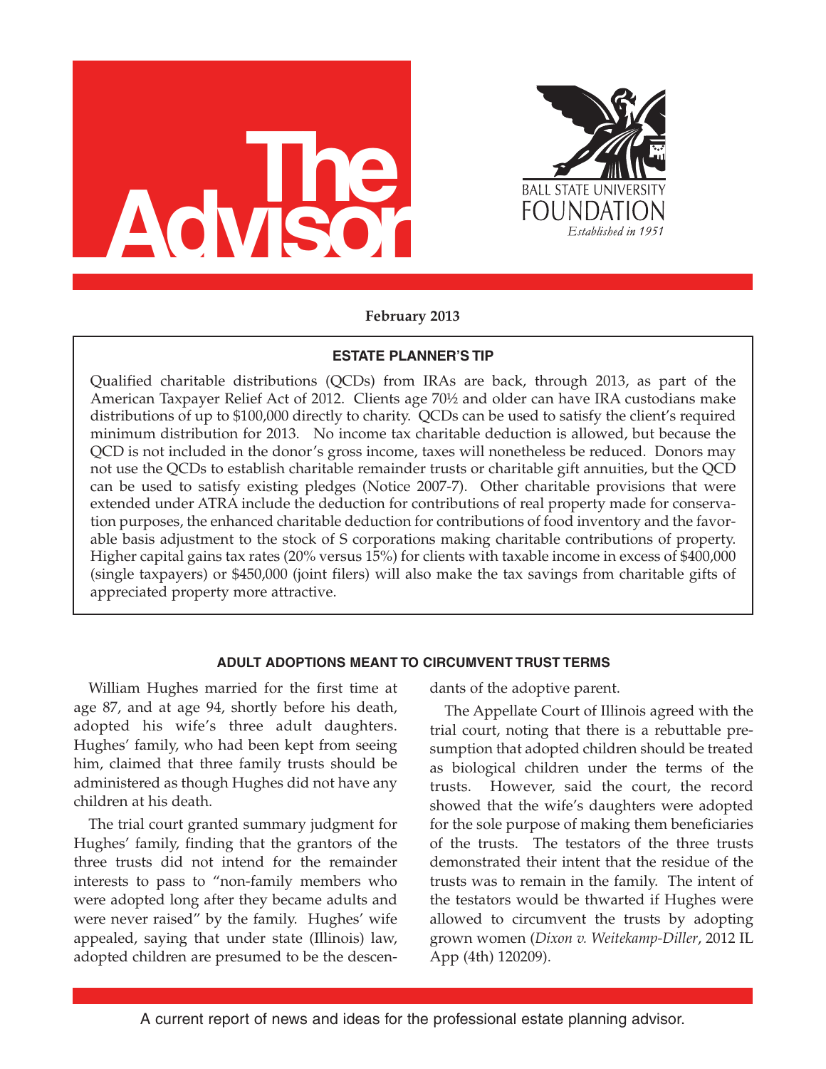# The Advisor

BALL STATE UNIVERSITY FOUNDATION
*Established in 1951*

**February 2013**

### ESTATE PLANNER'S TIP

Qualified charitable distributions (QCDs) from IRAs are back, through 2013, as part of the American Taxpayer Relief Act of 2012. Clients age 70½ and older can have IRA custodians make distributions of up to $100,000 directly to charity. QCDs can be used to satisfy the client's required minimum distribution for 2013. No income tax charitable deduction is allowed, but because the QCD is not included in the donor's gross income, taxes will nonetheless be reduced. Donors may not use the QCDs to establish charitable remainder trusts or charitable gift annuities, but the QCD can be used to satisfy existing pledges (Notice 2007-7). Other charitable provisions that were extended under ATRA include the deduction for contributions of real property made for conservation purposes, the enhanced charitable deduction for contributions of food inventory and the favorable basis adjustment to the stock of S corporations making charitable contributions of property. Higher capital gains tax rates (20% versus 15%) for clients with taxable income in excess of $400,000 (single taxpayers) or $450,000 (joint filers) will also make the tax savings from charitable gifts of appreciated property more attractive.

### ADULT ADOPTIONS MEANT TO CIRCUMVENT TRUST TERMS

William Hughes married for the first time at age 87, and at age 94, shortly before his death, adopted his wife's three adult daughters. Hughes' family, who had been kept from seeing him, claimed that three family trusts should be administered as though Hughes did not have any children at his death.

The trial court granted summary judgment for Hughes' family, finding that the grantors of the three trusts did not intend for the remainder interests to pass to "non-family members who were adopted long after they became adults and were never raised" by the family. Hughes' wife appealed, saying that under state (Illinois) law, adopted children are presumed to be the descendants of the adoptive parent.

The Appellate Court of Illinois agreed with the trial court, noting that there is a rebuttable presumption that adopted children should be treated as biological children under the terms of the trusts. However, said the court, the record showed that the wife's daughters were adopted for the sole purpose of making them beneficiaries of the trusts. The testators of the three trusts demonstrated their intent that the residue of the trusts was to remain in the family. The intent of the testators would be thwarted if Hughes were allowed to circumvent the trusts by adopting grown women (*Dixon v. Weitekamp-Diller*, 2012 IL App (4th) 120209).

A current report of news and ideas for the professional estate planning advisor.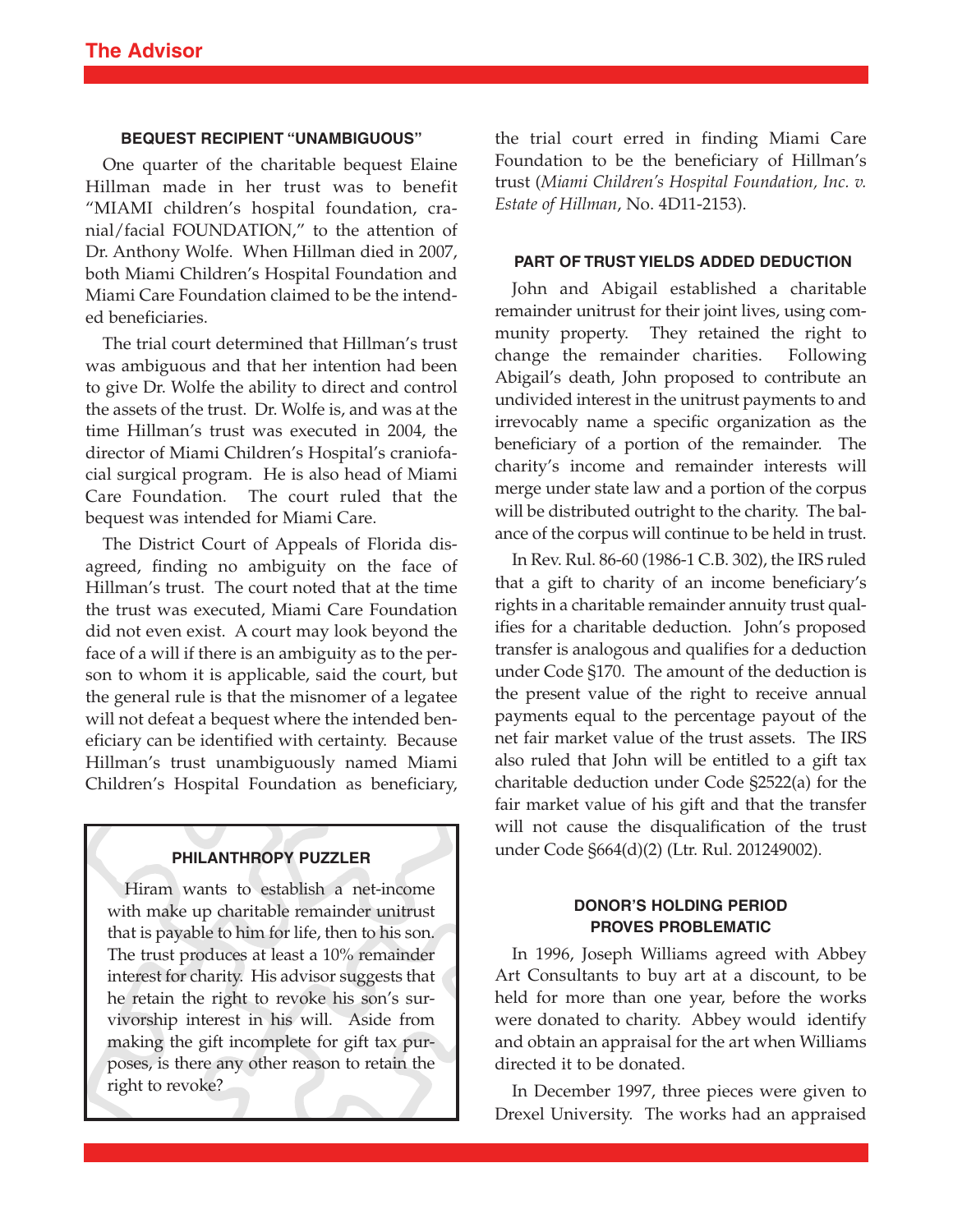### BEQUEST RECIPIENT "UNAMBIGUOUS"

One quarter of the charitable bequest Elaine Hillman made in her trust was to benefit "MIAMI children's hospital foundation, cranial/facial FOUNDATION," to the attention of Dr. Anthony Wolfe. When Hillman died in 2007, both Miami Children's Hospital Foundation and Miami Care Foundation claimed to be the intended beneficiaries.

The trial court determined that Hillman's trust was ambiguous and that her intention had been to give Dr. Wolfe the ability to direct and control the assets of the trust. Dr. Wolfe is, and was at the time Hillman's trust was executed in 2004, the director of Miami Children's Hospital's craniofacial surgical program. He is also head of Miami Care Foundation. The court ruled that the bequest was intended for Miami Care.

The District Court of Appeals of Florida disagreed, finding no ambiguity on the face of Hillman's trust. The court noted that at the time the trust was executed, Miami Care Foundation did not even exist. A court may look beyond the face of a will if there is an ambiguity as to the person to whom it is applicable, said the court, but the general rule is that the misnomer of a legatee will not defeat a bequest where the intended beneficiary can be identified with certainty. Because Hillman's trust unambiguously named Miami Children's Hospital Foundation as beneficiary, the trial court erred in finding Miami Care Foundation to be the beneficiary of Hillman's trust (*Miami Children's Hospital Foundation, Inc. v. Estate of Hillman*, No. 4D11-2153).

### PHILANTHROPY PUZZLER

Hiram wants to establish a net-income with make up charitable remainder unitrust that is payable to him for life, then to his son. The trust produces at least a 10% remainder interest for charity. His advisor suggests that he retain the right to revoke his son's survivorship interest in his will. Aside from making the gift incomplete for gift tax purposes, is there any other reason to retain the right to revoke?

### PART OF TRUST YIELDS ADDED DEDUCTION

John and Abigail established a charitable remainder unitrust for their joint lives, using community property. They retained the right to change the remainder charities. Following Abigail's death, John proposed to contribute an undivided interest in the unitrust payments to and irrevocably name a specific organization as the beneficiary of a portion of the remainder. The charity's income and remainder interests will merge under state law and a portion of the corpus will be distributed outright to the charity. The balance of the corpus will continue to be held in trust.

In Rev. Rul. 86-60 (1986-1 C.B. 302), the IRS ruled that a gift to charity of an income beneficiary's rights in a charitable remainder annuity trust qualifies for a charitable deduction. John's proposed transfer is analogous and qualifies for a deduction under Code §170. The amount of the deduction is the present value of the right to receive annual payments equal to the percentage payout of the net fair market value of the trust assets. The IRS also ruled that John will be entitled to a gift tax charitable deduction under Code §2522(a) for the fair market value of his gift and that the transfer will not cause the disqualification of the trust under Code §664(d)(2) (Ltr. Rul. 201249002).

### DONOR'S HOLDING PERIOD PROVES PROBLEMATIC

In 1996, Joseph Williams agreed with Abbey Art Consultants to buy art at a discount, to be held for more than one year, before the works were donated to charity. Abbey would identify and obtain an appraisal for the art when Williams directed it to be donated.

In December 1997, three pieces were given to Drexel University. The works had an appraised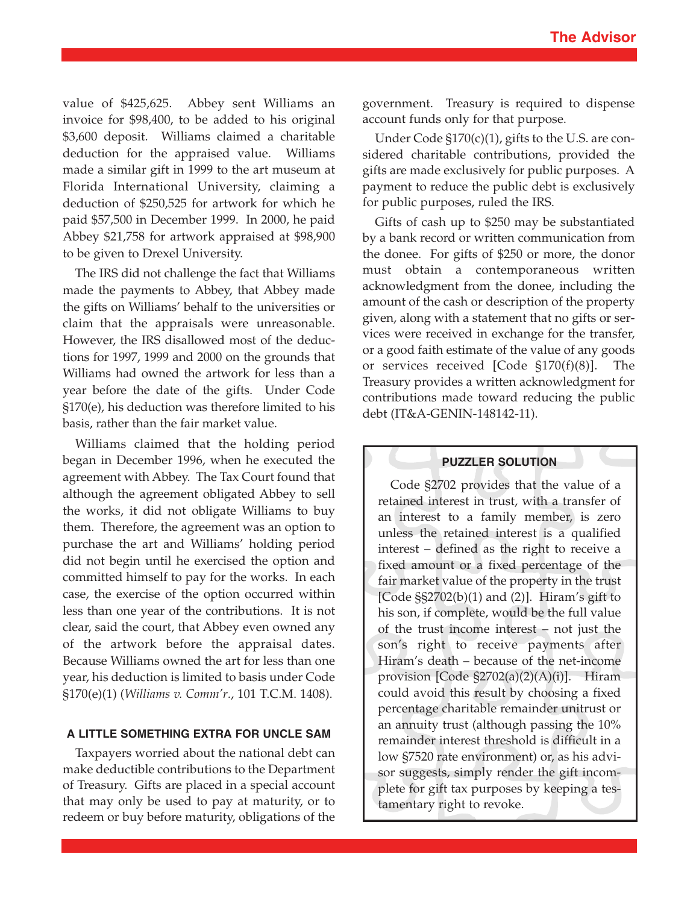value of $425,625. Abbey sent Williams an invoice for $98,400, to be added to his original $3,600 deposit. Williams claimed a charitable deduction for the appraised value. Williams made a similar gift in 1999 to the art museum at Florida International University, claiming a deduction of $250,525 for artwork for which he paid $57,500 in December 1999. In 2000, he paid Abbey $21,758 for artwork appraised at $98,900 to be given to Drexel University.

The IRS did not challenge the fact that Williams made the payments to Abbey, that Abbey made the gifts on Williams' behalf to the universities or claim that the appraisals were unreasonable. However, the IRS disallowed most of the deductions for 1997, 1999 and 2000 on the grounds that Williams had owned the artwork for less than a year before the date of the gifts. Under Code §170(e), his deduction was therefore limited to his basis, rather than the fair market value.

Williams claimed that the holding period began in December 1996, when he executed the agreement with Abbey. The Tax Court found that although the agreement obligated Abbey to sell the works, it did not obligate Williams to buy them. Therefore, the agreement was an option to purchase the art and Williams' holding period did not begin until he exercised the option and committed himself to pay for the works. In each case, the exercise of the option occurred within less than one year of the contributions. It is not clear, said the court, that Abbey even owned any of the artwork before the appraisal dates. Because Williams owned the art for less than one year, his deduction is limited to basis under Code §170(e)(1) (*Williams v. Comm'r*., 101 T.C.M. 1408).

## A LITTLE SOMETHING EXTRA FOR UNCLE SAM

Taxpayers worried about the national debt can make deductible contributions to the Department of Treasury. Gifts are placed in a special account that may only be used to pay at maturity, or to redeem or buy before maturity, obligations of the government. Treasury is required to dispense account funds only for that purpose.

Under Code §170(c)(1), gifts to the U.S. are considered charitable contributions, provided the gifts are made exclusively for public purposes. A payment to reduce the public debt is exclusively for public purposes, ruled the IRS.

Gifts of cash up to $250 may be substantiated by a bank record or written communication from the donee. For gifts of $250 or more, the donor must obtain a contemporaneous written acknowledgment from the donee, including the amount of the cash or description of the property given, along with a statement that no gifts or services were received in exchange for the transfer, or a good faith estimate of the value of any goods or services received [Code §170(f)(8)]. The Treasury provides a written acknowledgment for contributions made toward reducing the public debt (IT&A-GENIN-148142-11).

### PUZZLER SOLUTION

Code §2702 provides that the value of a retained interest in trust, with a transfer of an interest to a family member, is zero unless the retained interest is a qualified interest – defined as the right to receive a fixed amount or a fixed percentage of the fair market value of the property in the trust [Code §§2702(b)(1) and (2)]. Hiram's gift to his son, if complete, would be the full value of the trust income interest – not just the son's right to receive payments after Hiram's death – because of the net-income provision [Code §2702(a)(2)(A)(i)]. Hiram could avoid this result by choosing a fixed percentage charitable remainder unitrust or an annuity trust (although passing the 10% remainder interest threshold is difficult in a low §7520 rate environment) or, as his advisor suggests, simply render the gift incomplete for gift tax purposes by keeping a testamentary right to revoke.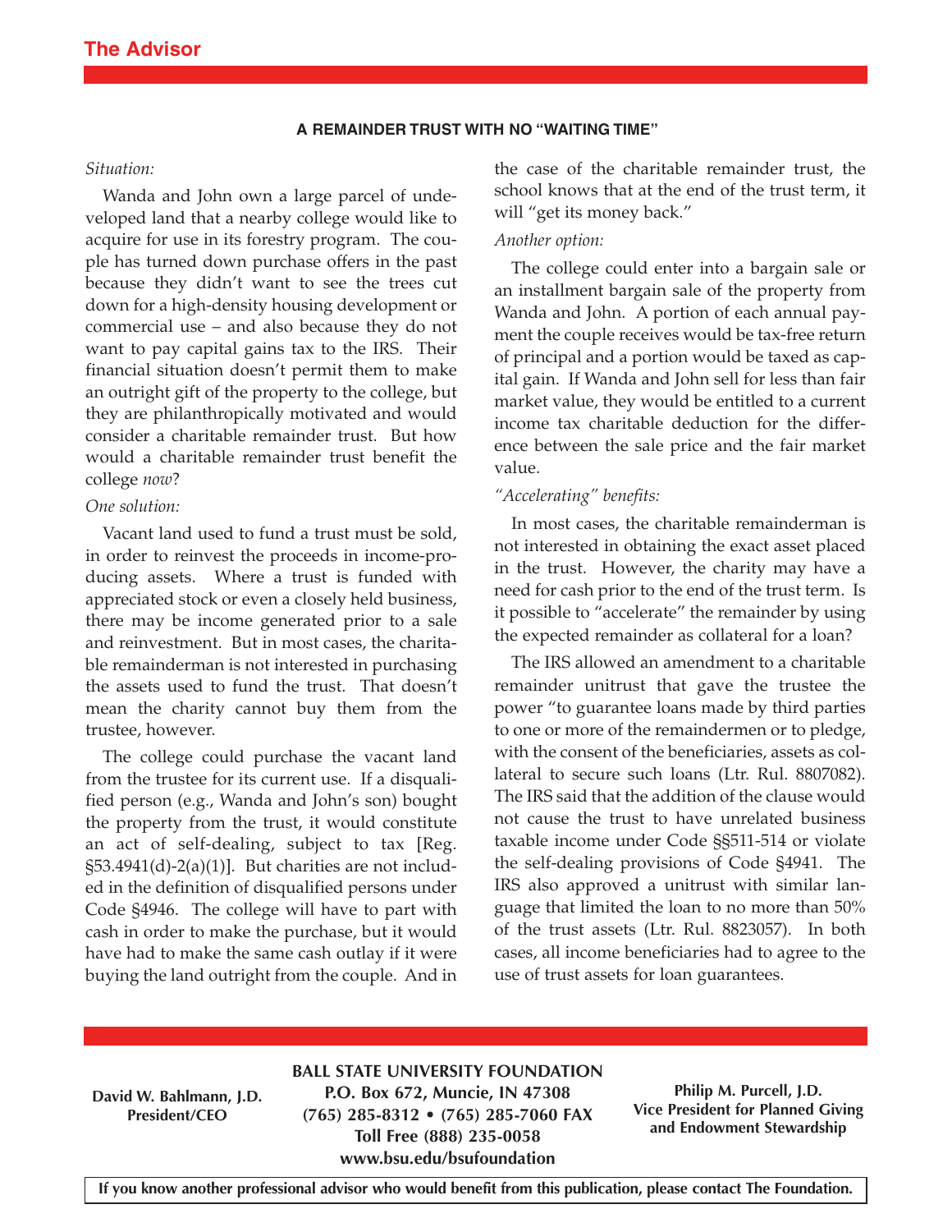## A REMAINDER TRUST WITH NO "WAITING TIME"

*Situation:*

Wanda and John own a large parcel of undeveloped land that a nearby college would like to acquire for use in its forestry program. The couple has turned down purchase offers in the past because they didn't want to see the trees cut down for a high-density housing development or commercial use – and also because they do not want to pay capital gains tax to the IRS. Their financial situation doesn't permit them to make an outright gift of the property to the college, but they are philanthropically motivated and would consider a charitable remainder trust. But how would a charitable remainder trust benefit the college *now*?

*One solution:*

Vacant land used to fund a trust must be sold, in order to reinvest the proceeds in income-producing assets. Where a trust is funded with appreciated stock or even a closely held business, there may be income generated prior to a sale and reinvestment. But in most cases, the charitable remainderman is not interested in purchasing the assets used to fund the trust. That doesn't mean the charity cannot buy them from the trustee, however.

The college could purchase the vacant land from the trustee for its current use. If a disqualified person (e.g., Wanda and John's son) bought the property from the trust, it would constitute an act of self-dealing, subject to tax [Reg. §53.4941(d)-2(a)(1)]. But charities are not included in the definition of disqualified persons under Code §4946. The college will have to part with cash in order to make the purchase, but it would have had to make the same cash outlay if it were buying the land outright from the couple. And in the case of the charitable remainder trust, the school knows that at the end of the trust term, it will "get its money back."

*Another option:*

The college could enter into a bargain sale or an installment bargain sale of the property from Wanda and John. A portion of each annual payment the couple receives would be tax-free return of principal and a portion would be taxed as capital gain. If Wanda and John sell for less than fair market value, they would be entitled to a current income tax charitable deduction for the difference between the sale price and the fair market value.

*"Accelerating" benefits:*

In most cases, the charitable remainderman is not interested in obtaining the exact asset placed in the trust. However, the charity may have a need for cash prior to the end of the trust term. Is it possible to "accelerate" the remainder by using the expected remainder as collateral for a loan?

The IRS allowed an amendment to a charitable remainder unitrust that gave the trustee the power "to guarantee loans made by third parties to one or more of the remaindermen or to pledge, with the consent of the beneficiaries, assets as collateral to secure such loans (Ltr. Rul. 8807082). The IRS said that the addition of the clause would not cause the trust to have unrelated business taxable income under Code §§511-514 or violate the self-dealing provisions of Code §4941. The IRS also approved a unitrust with similar language that limited the loan to no more than 50% of the trust assets (Ltr. Rul. 8823057). In both cases, all income beneficiaries had to agree to the use of trust assets for loan guarantees.

**David W. Bahlmann, J.D.**
**President/CEO**

**BALL STATE UNIVERSITY FOUNDATION**
**P.O. Box 672, Muncie, IN 47308**
**(765) 285-8312 • (765) 285-7060 FAX**
**Toll Free (888) 235-0058**
**www.bsu.edu/bsufoundation**

**Philip M. Purcell, J.D.**
**Vice President for Planned Giving and Endowment Stewardship**

**If you know another professional advisor who would benefit from this publication, please contact The Foundation.**